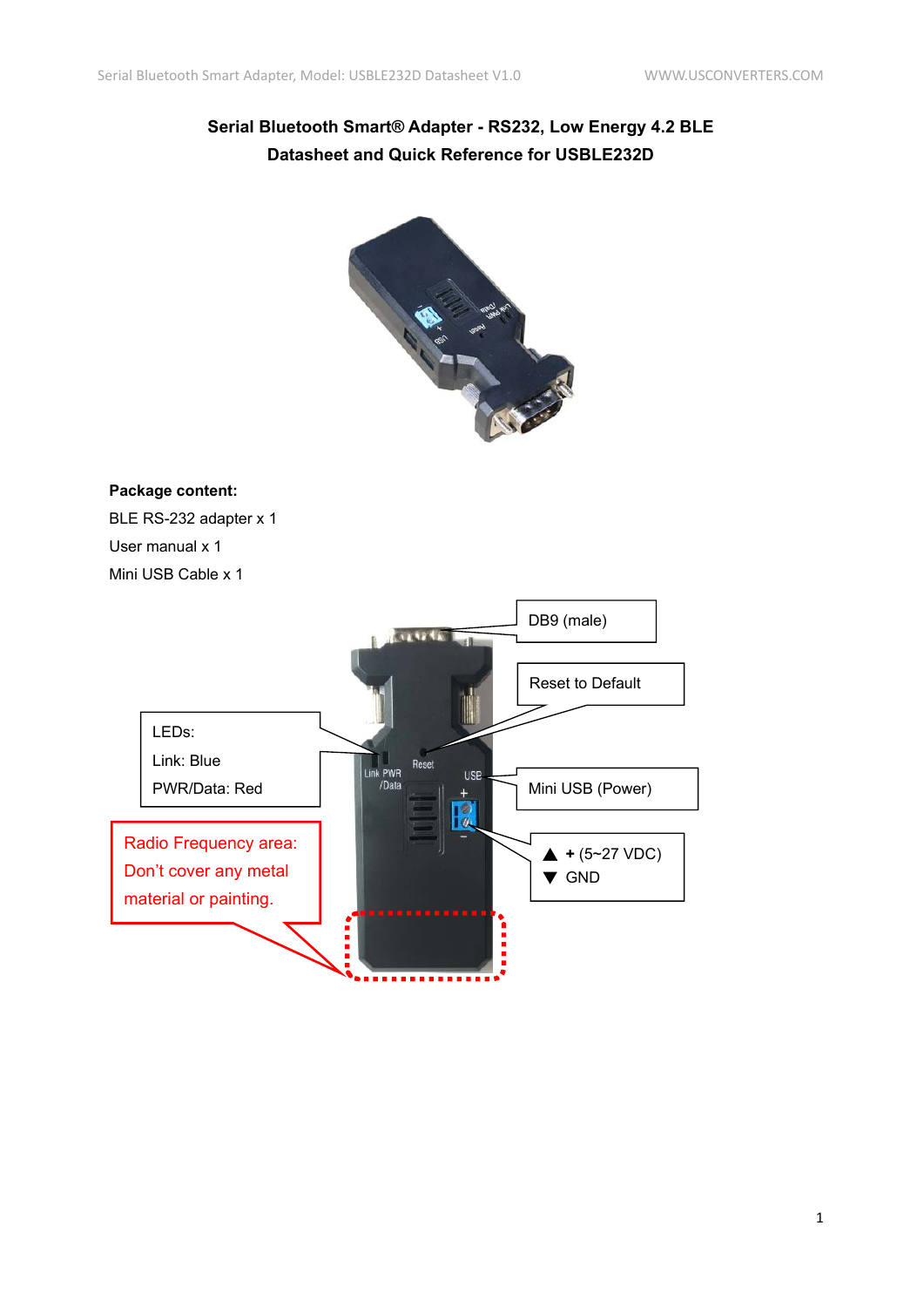# Serial Bluetooth Smart® Adapter - RS232, Low Energy 4.2 BLE

## Datasheet and Quick Reference for USBLE232D

**Package content:**

BLE RS-232 adapter x 1

User manual x 1

Mini USB Cable x 1

DB9 (male)

Reset to Default

LEDs:
Link: Blue
PWR/Data: Red

Mini USB (Power)

▲ + (5~27 VDC)
▼ GND

Radio Frequency area: Don't cover any metal material or painting.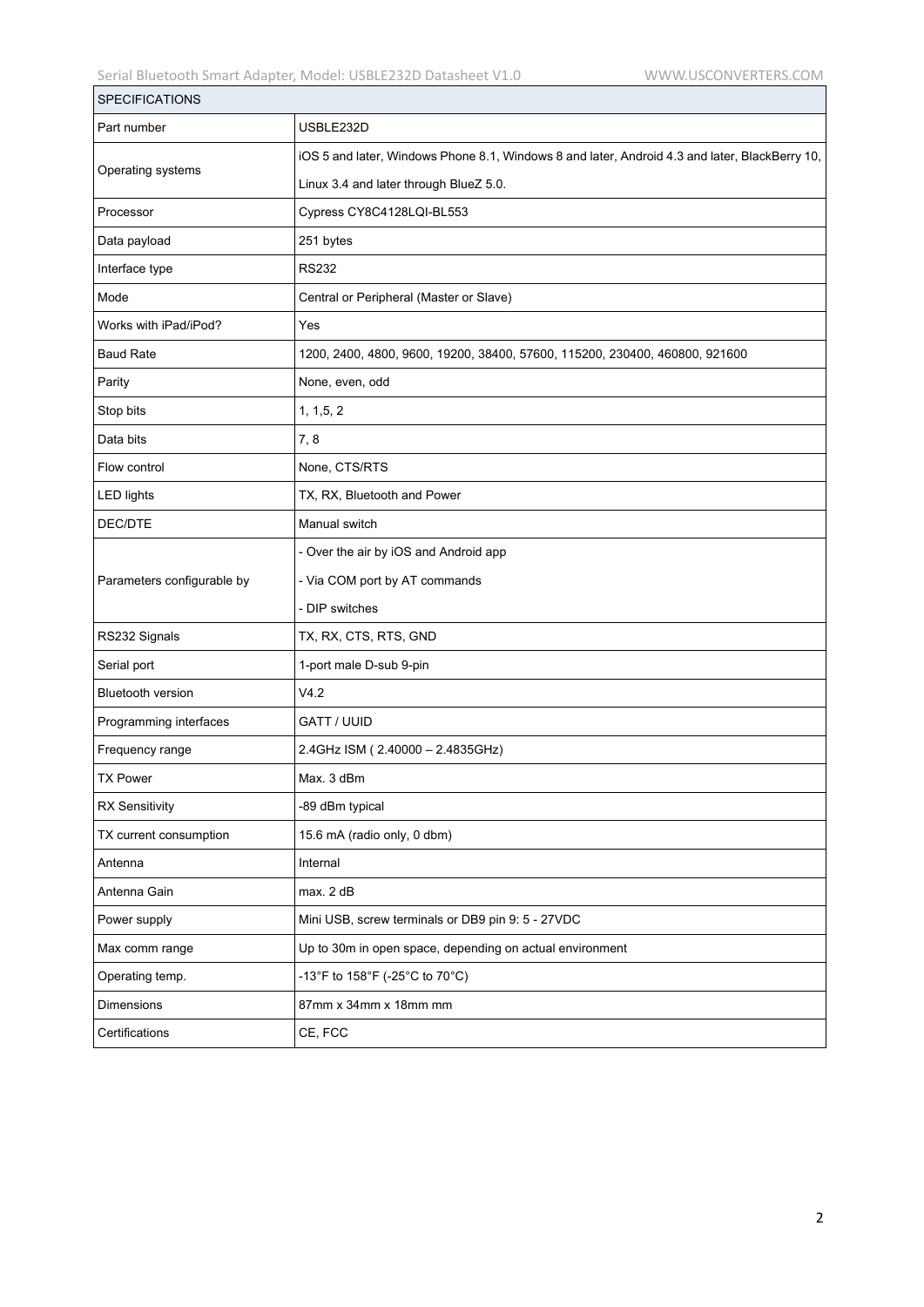| SPECIFICATIONS | |
|---|---|
| Part number | USBLE232D |
| Operating systems | iOS 5 and later, Windows Phone 8.1, Windows 8 and later, Android 4.3 and later, BlackBerry 10, Linux 3.4 and later through BlueZ 5.0. |
| Processor | Cypress CY8C4128LQI-BL553 |
| Data payload | 251 bytes |
| Interface type | RS232 |
| Mode | Central or Peripheral (Master or Slave) |
| Works with iPad/iPod? | Yes |
| Baud Rate | 1200, 2400, 4800, 9600, 19200, 38400, 57600, 115200, 230400, 460800, 921600 |
| Parity | None, even, odd |
| Stop bits | 1, 1,5, 2 |
| Data bits | 7, 8 |
| Flow control | None, CTS/RTS |
| LED lights | TX, RX, Bluetooth and Power |
| DEC/DTE | Manual switch |
| Parameters configurable by | - Over the air by iOS and Android app<br>- Via COM port by AT commands<br>- DIP switches |
| RS232 Signals | TX, RX, CTS, RTS, GND |
| Serial port | 1-port male D-sub 9-pin |
| Bluetooth version | V4.2 |
| Programming interfaces | GATT / UUID |
| Frequency range | 2.4GHz ISM ( 2.40000 – 2.4835GHz) |
| TX Power | Max. 3 dBm |
| RX Sensitivity | -89 dBm typical |
| TX current consumption | 15.6 mA (radio only, 0 dbm) |
| Antenna | Internal |
| Antenna Gain | max. 2 dB |
| Power supply | Mini USB, screw terminals or DB9 pin 9: 5 - 27VDC |
| Max comm range | Up to 30m in open space, depending on actual environment |
| Operating temp. | -13°F to 158°F (-25°C to 70°C) |
| Dimensions | 87mm x 34mm x 18mm mm |
| Certifications | CE, FCC |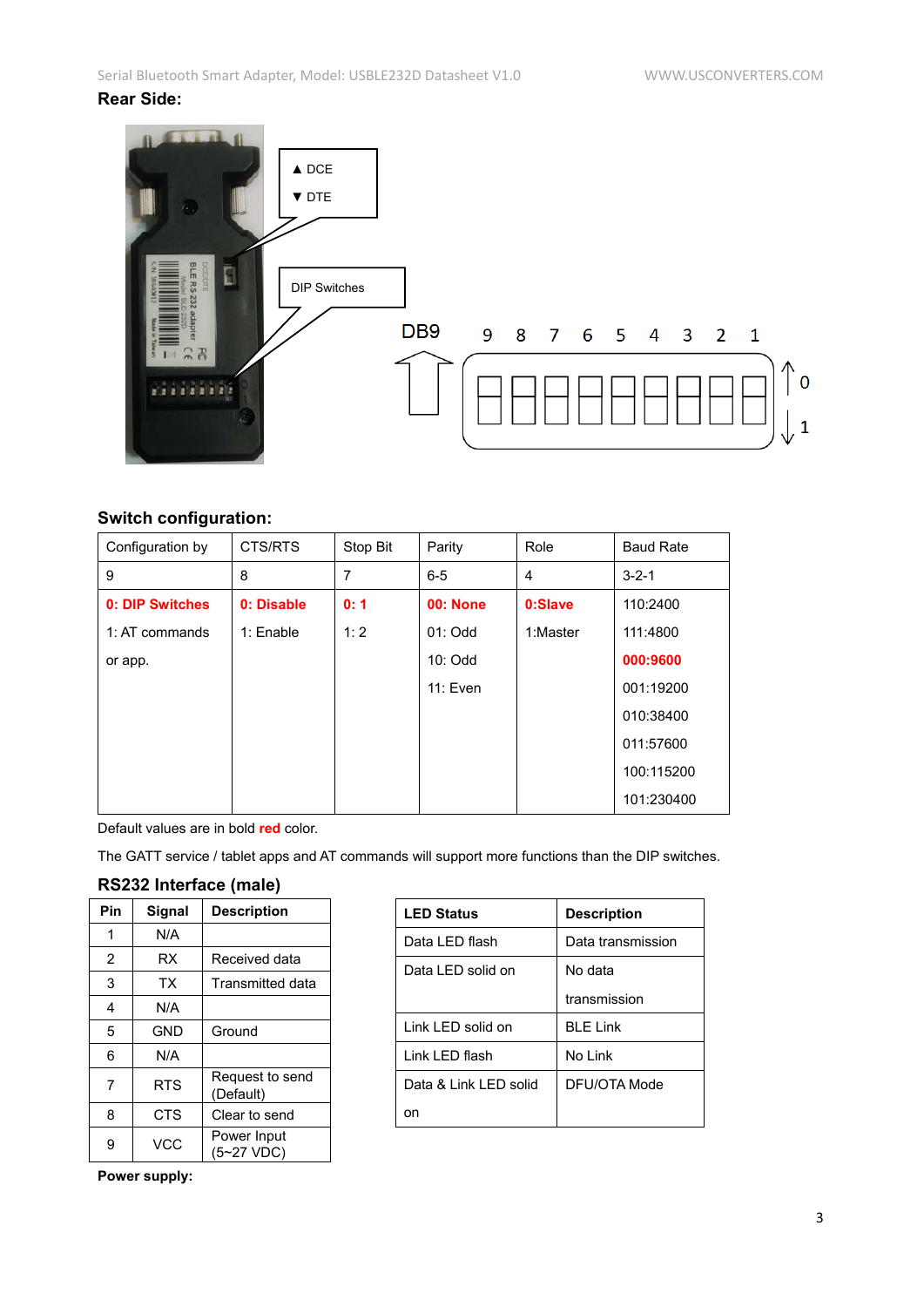## Rear Side:

▲ DCE
▼ DTE

DIP Switches

DB9 9 8 7 6 5 4 3 2 1

↑ 0
↓ 1

## Switch configuration:

| Configuration by | CTS/RTS | Stop Bit | Parity | Role | Baud Rate |
|---|---|---|---|---|---|
| 9 | 8 | 7 | 6-5 | 4 | 3-2-1 |
| **0: DIP Switches**<br>1: AT commands<br>or app. | **0: Disable**<br>1: Enable | **0: 1**<br>1: 2 | **00: None**<br>01: Odd<br>10: Odd<br>11: Even | **0:Slave**<br>1:Master | 110:2400<br>111:4800<br>**000:9600**<br>001:19200<br>010:38400<br>011:57600<br>100:115200<br>101:230400 |

Default values are in bold **red** color.

The GATT service / tablet apps and AT commands will support more functions than the DIP switches.

## RS232 Interface (male)

| Pin | Signal | Description |
|---|---|---|
| 1 | N/A | |
| 2 | RX | Received data |
| 3 | TX | Transmitted data |
| 4 | N/A | |
| 5 | GND | Ground |
| 6 | N/A | |
| 7 | RTS | Request to send (Default) |
| 8 | CTS | Clear to send |
| 9 | VCC | Power Input (5~27 VDC) |

| LED Status | Description |
|---|---|
| Data LED flash | Data transmission |
| Data LED solid on | No data transmission |
| Link LED solid on | BLE Link |
| Link LED flash | No Link |
| Data & Link LED solid on | DFU/OTA Mode |

**Power supply:**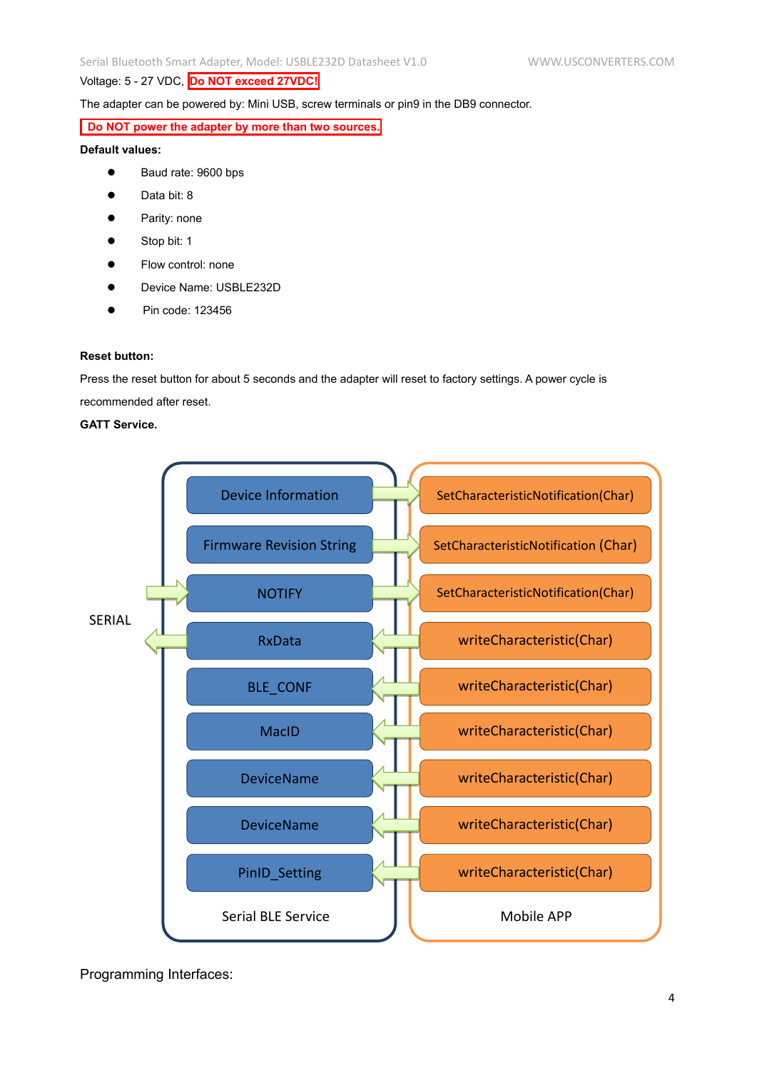Voltage: 5 - 27 VDC, **Do NOT exceed 27VDC!**

The adapter can be powered by: Mini USB, screw terminals or pin9 in the DB9 connector.

**Do NOT power the adapter by more than two sources.**

**Default values:**

- Baud rate: 9600 bps
- Data bit: 8
- Parity: none
- Stop bit: 1
- Flow control: none
- Device Name: USBLE232D
- Pin code: 123456

**Reset button:**

Press the reset button for about 5 seconds and the adapter will reset to factory settings. A power cycle is recommended after reset.

**GATT Service.**

| SERIAL | Serial BLE Service | | Mobile APP |
|---|---|---|---|
| | Device Information | → | SetCharacteristicNotification(Char) |
| | Firmware Revision String | → | SetCharacteristicNotification (Char) |
| → | NOTIFY | → | SetCharacteristicNotification(Char) |
| ← | RxData | ← | writeCharacteristic(Char) |
| | BLE_CONF | ← | writeCharacteristic(Char) |
| | MacID | ← | writeCharacteristic(Char) |
| | DeviceName | ← | writeCharacteristic(Char) |
| | DeviceName | ← | writeCharacteristic(Char) |
| | PinID_Setting | ← | writeCharacteristic(Char) |

Programming Interfaces: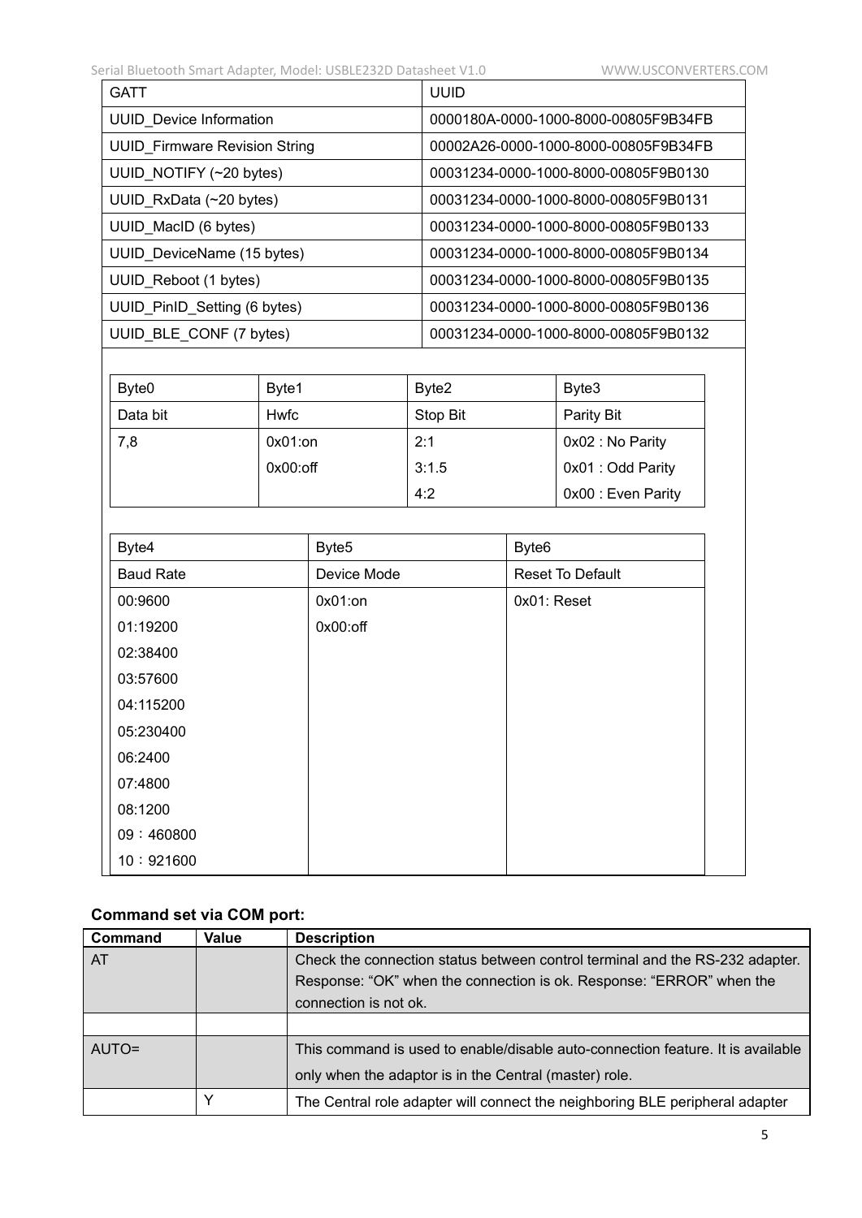| GATT | UUID |
|---|---|
| UUID_Device Information | 0000180A-0000-1000-8000-00805F9B34FB |
| UUID_Firmware Revision String | 00002A26-0000-1000-8000-00805F9B34FB |
| UUID_NOTIFY (~20 bytes) | 00031234-0000-1000-8000-00805F9B0130 |
| UUID_RxData (~20 bytes) | 00031234-0000-1000-8000-00805F9B0131 |
| UUID_MacID (6 bytes) | 00031234-0000-1000-8000-00805F9B0133 |
| UUID_DeviceName (15 bytes) | 00031234-0000-1000-8000-00805F9B0134 |
| UUID_Reboot (1 bytes) | 00031234-0000-1000-8000-00805F9B0135 |
| UUID_PinID_Setting (6 bytes) | 00031234-0000-1000-8000-00805F9B0136 |
| UUID_BLE_CONF (7 bytes) | 00031234-0000-1000-8000-00805F9B0132 |

| Byte0 | Byte1 | Byte2 | Byte3 |
|---|---|---|---|
| Data bit | Hwfc | Stop Bit | Parity Bit |
| 7,8 | 0x01:on<br>0x00:off | 2:1<br>3:1.5<br>4:2 | 0x02 : No Parity<br>0x01 : Odd Parity<br>0x00 : Even Parity |

| Byte4 | Byte5 | Byte6 |
|---|---|---|
| Baud Rate | Device Mode | Reset To Default |
| 00:9600<br>01:19200<br>02:38400<br>03:57600<br>04:115200<br>05:230400<br>06:2400<br>07:4800<br>08:1200<br>09：460800<br>10：921600 | 0x01:on<br>0x00:off | 0x01: Reset |

**Command set via COM port:**

| Command | Value | Description |
|---|---|---|
| AT | | Check the connection status between control terminal and the RS-232 adapter. Response: “OK” when the connection is ok. Response: “ERROR” when the connection is not ok. |
| | | |
| AUTO= | | This command is used to enable/disable auto-connection feature. It is available only when the adaptor is in the Central (master) role. |
| | Y | The Central role adapter will connect the neighboring BLE peripheral adapter |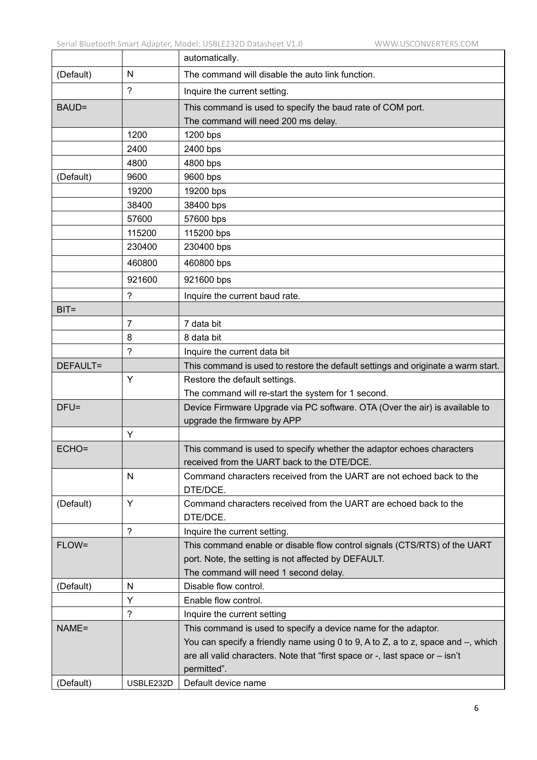| | | automatically. |
|---|---|---|
| (Default) | N | The command will disable the auto link function. |
| | ? | Inquire the current setting. |
| BAUD= | | This command is used to specify the baud rate of COM port.<br>The command will need 200 ms delay. |
| | 1200 | 1200 bps |
| | 2400 | 2400 bps |
| | 4800 | 4800 bps |
| (Default) | 9600 | 9600 bps |
| | 19200 | 19200 bps |
| | 38400 | 38400 bps |
| | 57600 | 57600 bps |
| | 115200 | 115200 bps |
| | 230400 | 230400 bps |
| | 460800 | 460800 bps |
| | 921600 | 921600 bps |
| | ? | Inquire the current baud rate. |
| BIT= | | |
| | 7 | 7 data bit |
| | 8 | 8 data bit |
| | ? | Inquire the current data bit |
| DEFAULT= | | This command is used to restore the default settings and originate a warm start. |
| | Y | Restore the default settings.<br>The command will re-start the system for 1 second. |
| DFU= | | Device Firmware Upgrade via PC software. OTA (Over the air) is available to upgrade the firmware by APP |
| | Y | |
| ECHO= | | This command is used to specify whether the adaptor echoes characters received from the UART back to the DTE/DCE. |
| | N | Command characters received from the UART are not echoed back to the DTE/DCE. |
| (Default) | Y | Command characters received from the UART are echoed back to the DTE/DCE. |
| | ? | Inquire the current setting. |
| FLOW= | | This command enable or disable flow control signals (CTS/RTS) of the UART port. Note, the setting is not affected by DEFAULT.<br>The command will need 1 second delay. |
| (Default) | N | Disable flow control. |
| | Y | Enable flow control. |
| | ? | Inquire the current setting |
| NAME= | | This command is used to specify a device name for the adaptor.<br>You can specify a friendly name using 0 to 9, A to Z, a to z, space and –, which are all valid characters. Note that “first space or -, last space or – isn’t permitted”. |
| (Default) | USBLE232D | Default device name |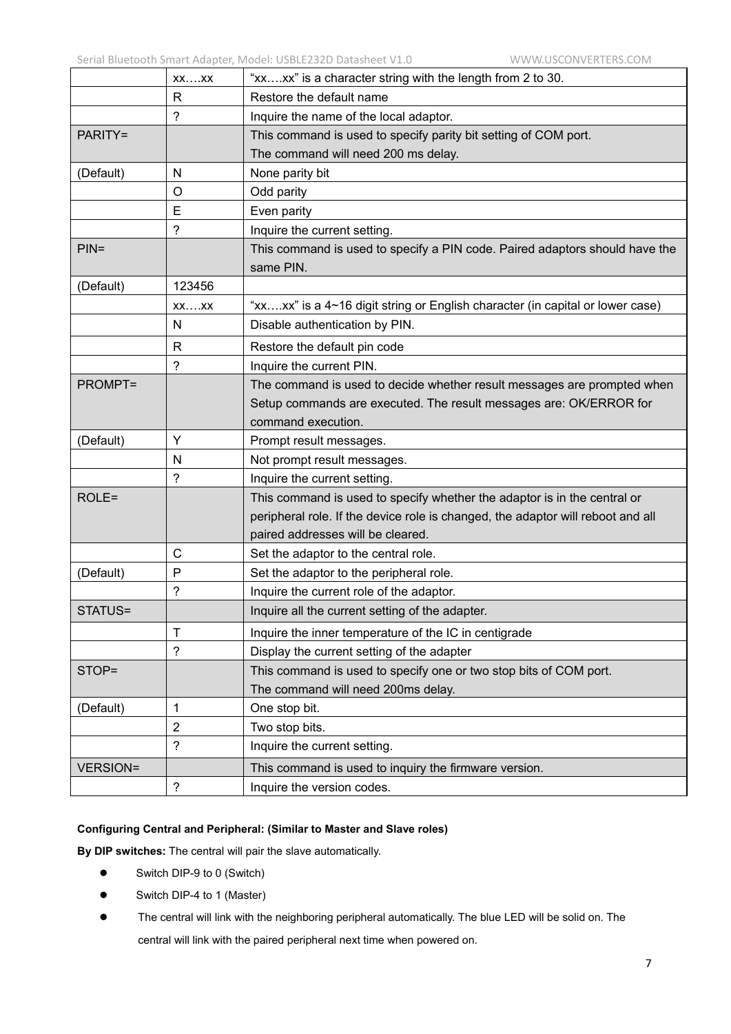|  |  |  |
|---|---|---|
|  | xx….xx | “xx….xx” is a character string with the length from 2 to 30. |
|  | R | Restore the default name |
|  | ? | Inquire the name of the local adaptor. |
| PARITY= |  | This command is used to specify parity bit setting of COM port. The command will need 200 ms delay. |
| (Default) | N | None parity bit |
|  | O | Odd parity |
|  | E | Even parity |
|  | ? | Inquire the current setting. |
| PIN= |  | This command is used to specify a PIN code. Paired adaptors should have the same PIN. |
| (Default) | 123456 |  |
|  | xx….xx | “xx….xx” is a 4~16 digit string or English character (in capital or lower case) |
|  | N | Disable authentication by PIN. |
|  | R | Restore the default pin code |
|  | ? | Inquire the current PIN. |
| PROMPT= |  | The command is used to decide whether result messages are prompted when Setup commands are executed. The result messages are: OK/ERROR for command execution. |
| (Default) | Y | Prompt result messages. |
|  | N | Not prompt result messages. |
|  | ? | Inquire the current setting. |
| ROLE= |  | This command is used to specify whether the adaptor is in the central or peripheral role. If the device role is changed, the adaptor will reboot and all paired addresses will be cleared. |
|  | C | Set the adaptor to the central role. |
| (Default) | P | Set the adaptor to the peripheral role. |
|  | ? | Inquire the current role of the adaptor. |
| STATUS= |  | Inquire all the current setting of the adapter. |
|  | T | Inquire the inner temperature of the IC in centigrade |
|  | ? | Display the current setting of the adapter |
| STOP= |  | This command is used to specify one or two stop bits of COM port. The command will need 200ms delay. |
| (Default) | 1 | One stop bit. |
|  | 2 | Two stop bits. |
|  | ? | Inquire the current setting. |
| VERSION= |  | This command is used to inquiry the firmware version. |
|  | ? | Inquire the version codes. |

**Configuring Central and Peripheral: (Similar to Master and Slave roles)**

**By DIP switches:** The central will pair the slave automatically.

- Switch DIP-9 to 0 (Switch)
- Switch DIP-4 to 1 (Master)
- The central will link with the neighboring peripheral automatically. The blue LED will be solid on. The central will link with the paired peripheral next time when powered on.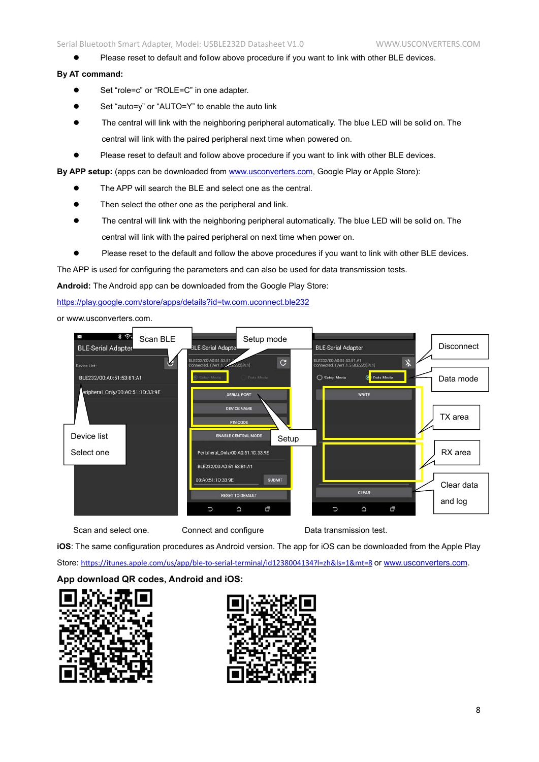- Please reset to default and follow above procedure if you want to link with other BLE devices.

**By AT command:**

- Set “role=c” or “ROLE=C” in one adapter.
- Set “auto=y” or “AUTO=Y” to enable the auto link
- The central will link with the neighboring peripheral automatically. The blue LED will be solid on. The central will link with the paired peripheral next time when powered on.
- Please reset to default and follow above procedure if you want to link with other BLE devices.

**By APP setup:** (apps can be downloaded from www.usconverters.com, Google Play or Apple Store):

- The APP will search the BLE and select one as the central.
- Then select the other one as the peripheral and link.
- The central will link with the neighboring peripheral automatically. The blue LED will be solid on. The central will link with the paired peripheral on next time when power on.
- Please reset to the default and follow the above procedures if you want to link with other BLE devices.

The APP is used for configuring the parameters and can also be used for data transmission tests.

**Android:** The Android app can be downloaded from the Google Play Store:

https://play.google.com/store/apps/details?id=tw.com.uconnect.ble232

or www.usconverters.com.

Scan BLE

Device list

Select one

Setup mode

Setup

Disconnect

Data mode

TX area

RX area

Clear data and log

Scan and select one. Connect and configure Data transmission test.

**iOS**: The same configuration procedures as Android version. The app for iOS can be downloaded from the Apple Play Store: https://itunes.apple.com/us/app/ble-to-serial-terminal/id1238004134?l=zh&ls=1&mt=8 or www.usconverters.com.

**App download QR codes, Android and iOS:**